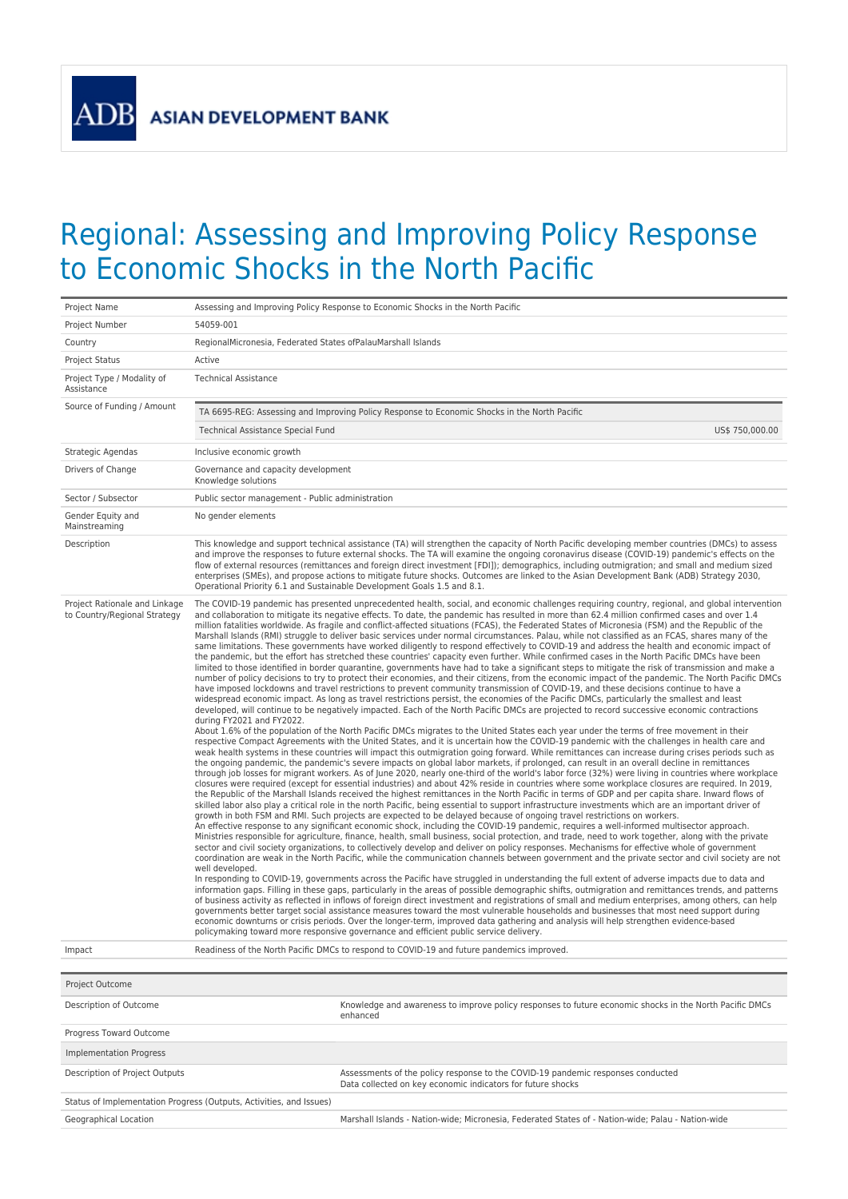ADB ASIAN DEVELOPMENT BANK

# Regional: Assessing and Improving Policy Response to Economic Shocks in the North Pacific

| | |
|---|---|
| Project Name | Assessing and Improving Policy Response to Economic Shocks in the North Pacific |
| Project Number | 54059-001 |
| Country | RegionalMicronesia, Federated States ofPalauMarshall Islands |
| Project Status | Active |
| Project Type / Modality of Assistance | Technical Assistance |
| Source of Funding / Amount | TA 6695-REG: Assessing and Improving Policy Response to Economic Shocks in the North Pacific<br>Technical Assistance Special Fund US$ 750,000.00 |
| Strategic Agendas | Inclusive economic growth |
| Drivers of Change | Governance and capacity development<br>Knowledge solutions |
| Sector / Subsector | Public sector management - Public administration |
| Gender Equity and Mainstreaming | No gender elements |
| Description | This knowledge and support technical assistance (TA) will strengthen the capacity of North Pacific developing member countries (DMCs) to assess and improve the responses to future external shocks. The TA will examine the ongoing coronavirus disease (COVID-19) pandemic's effects on the flow of external resources (remittances and foreign direct investment [FDI]); demographics, including outmigration; and small and medium sized enterprises (SMEs), and propose actions to mitigate future shocks. Outcomes are linked to the Asian Development Bank (ADB) Strategy 2030, Operational Priority 6.1 and Sustainable Development Goals 1.5 and 8.1. |
| Project Rationale and Linkage to Country/Regional Strategy | The COVID-19 pandemic has presented unprecedented health, social, and economic challenges requiring country, regional, and global intervention and collaboration to mitigate its negative effects. To date, the pandemic has resulted in more than 62.4 million confirmed cases and over 1.4 million fatalities worldwide. As fragile and conflict-affected situations (FCAS), the Federated States of Micronesia (FSM) and the Republic of the Marshall Islands (RMI) struggle to deliver basic services under normal circumstances. Palau, while not classified as an FCAS, shares many of the same limitations. These governments have worked diligently to respond effectively to COVID-19 and address the health and economic impact of the pandemic, but the effort has stretched these countries' capacity even further. While confirmed cases in the North Pacific DMCs have been limited to those identified in border quarantine, governments have had to take a significant steps to mitigate the risk of transmission and make a number of policy decisions to try to protect their economies, and their citizens, from the economic impact of the pandemic. The North Pacific DMCs have imposed lockdowns and travel restrictions to prevent community transmission of COVID-19, and these decisions continue to have a widespread economic impact. As long as travel restrictions persist, the economies of the Pacific DMCs, particularly the smallest and least developed, will continue to be negatively impacted. Each of the North Pacific DMCs are projected to record successive economic contractions during FY2021 and FY2022.<br>About 1.6% of the population of the North Pacific DMCs migrates to the United States each year under the terms of free movement in their respective Compact Agreements with the United States, and it is uncertain how the COVID-19 pandemic with the challenges in health care and weak health systems in these countries will impact this outmigration going forward. While remittances can increase during crises periods such as the ongoing pandemic, the pandemic's severe impacts on global labor markets, if prolonged, can result in an overall decline in remittances through job losses for migrant workers. As of June 2020, nearly one-third of the world's labor force (32%) were living in countries where workplace closures were required (except for essential industries) and about 42% reside in countries where some workplace closures are required. In 2019, the Republic of the Marshall Islands received the highest remittances in the North Pacific in terms of GDP and per capita share. Inward flows of skilled labor also play a critical role in the north Pacific, being essential to support infrastructure investments which are an important driver of growth in both FSM and RMI. Such projects are expected to be delayed because of ongoing travel restrictions on workers.<br>An effective response to any significant economic shock, including the COVID-19 pandemic, requires a well-informed multisector approach. Ministries responsible for agriculture, finance, health, small business, social protection, and trade, need to work together, along with the private sector and civil society organizations, to collectively develop and deliver on policy responses. Mechanisms for effective whole of government coordination are weak in the North Pacific, while the communication channels between government and the private sector and civil society are not well developed.<br>In responding to COVID-19, governments across the Pacific have struggled in understanding the full extent of adverse impacts due to data and information gaps. Filling in these gaps, particularly in the areas of possible demographic shifts, outmigration and remittances trends, and patterns of business activity as reflected in inflows of foreign direct investment and registrations of small and medium enterprises, among others, can help governments better target social assistance measures toward the most vulnerable households and businesses that most need support during economic downturns or crisis periods. Over the longer-term, improved data gathering and analysis will help strengthen evidence-based policymaking toward more responsive governance and efficient public service delivery. |
| Impact | Readiness of the North Pacific DMCs to respond to COVID-19 and future pandemics improved. |

| Project Outcome | |
|---|---|
| Description of Outcome | Knowledge and awareness to improve policy responses to future economic shocks in the North Pacific DMCs enhanced |
| Progress Toward Outcome | |
| **Implementation Progress** | |
| Description of Project Outputs | Assessments of the policy response to the COVID-19 pandemic responses conducted<br>Data collected on key economic indicators for future shocks |
| Status of Implementation Progress (Outputs, Activities, and Issues) | |
| Geographical Location | Marshall Islands - Nation-wide; Micronesia, Federated States of - Nation-wide; Palau - Nation-wide |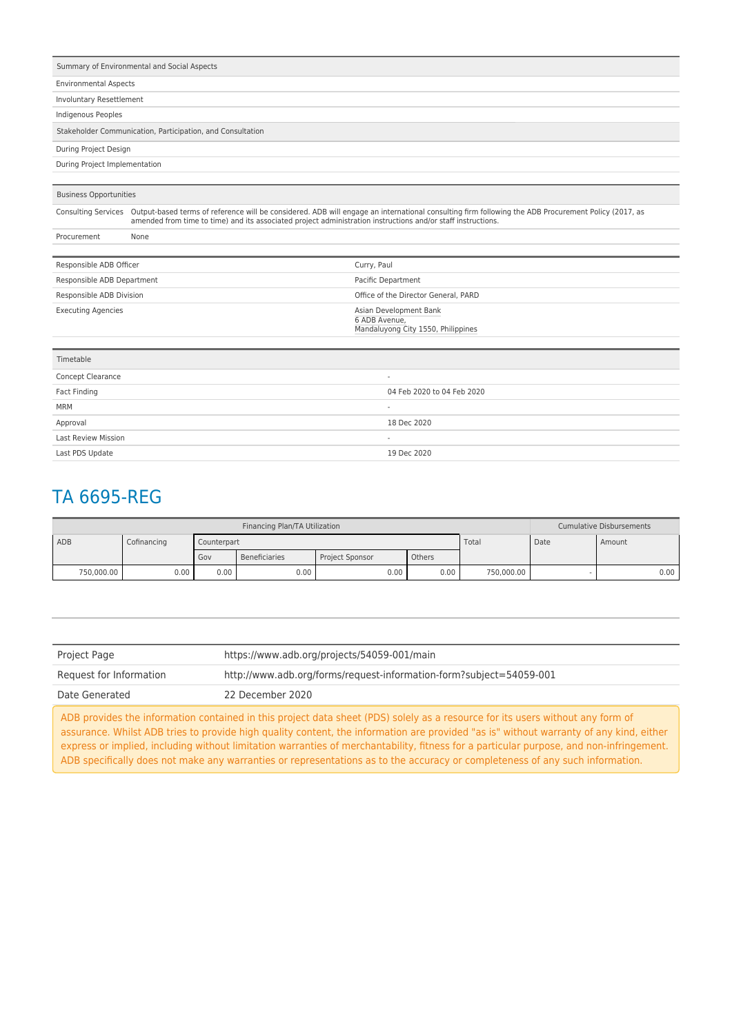| Summary of Environmental and Social Aspects | |
|---|---|
| Environmental Aspects | |
| Involuntary Resettlement | |
| Indigenous Peoples | |
| Stakeholder Communication, Participation, and Consultation | |
| During Project Design | |
| During Project Implementation | |

| Business Opportunities | |
|---|---|
| Consulting Services | Output-based terms of reference will be considered. ADB will engage an international consulting firm following the ADB Procurement Policy (2017, as amended from time to time) and its associated project administration instructions and/or staff instructions. |
| Procurement | None |

| | |
|---|---|
| Responsible ADB Officer | Curry, Paul |
| Responsible ADB Department | Pacific Department |
| Responsible ADB Division | Office of the Director General, PARD |
| Executing Agencies | Asian Development Bank<br>6 ADB Avenue,<br>Mandaluyong City 1550, Philippines |

| Timetable | |
|---|---|
| Concept Clearance | - |
| Fact Finding | 04 Feb 2020 to 04 Feb 2020 |
| MRM | - |
| Approval | 18 Dec 2020 |
| Last Review Mission | - |
| Last PDS Update | 19 Dec 2020 |

## TA 6695-REG

| Financing Plan/TA Utilization | | | | | | | | Cumulative Disbursements | |
|---|---|---|---|---|---|---|---|---|---|
| ADB | Cofinancing | Counterpart | | | | Total | | Date | Amount |
| | | Gov | Beneficiaries | Project Sponsor | Others | | | | |
| 750,000.00 | 0.00 | 0.00 | 0.00 | 0.00 | 0.00 | 750,000.00 | | - | 0.00 |

| | |
|---|---|
| Project Page | https://www.adb.org/projects/54059-001/main |
| Request for Information | http://www.adb.org/forms/request-information-form?subject=54059-001 |
| Date Generated | 22 December 2020 |

ADB provides the information contained in this project data sheet (PDS) solely as a resource for its users without any form of assurance. Whilst ADB tries to provide high quality content, the information are provided "as is" without warranty of any kind, either express or implied, including without limitation warranties of merchantability, fitness for a particular purpose, and non-infringement. ADB specifically does not make any warranties or representations as to the accuracy or completeness of any such information.